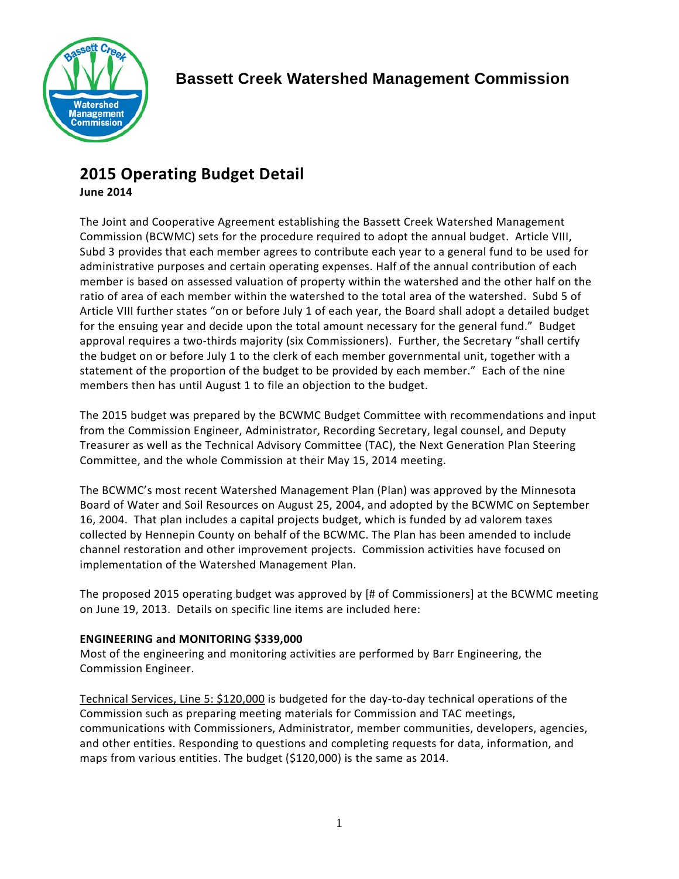# Bassett Creek Watershed Management Commission

## 2015 Operating Budget Detail

**June 2014**

The Joint and Cooperative Agreement establishing the Bassett Creek Watershed Management Commission (BCWMC) sets for the procedure required to adopt the annual budget. Article VIII, Subd 3 provides that each member agrees to contribute each year to a general fund to be used for administrative purposes and certain operating expenses. Half of the annual contribution of each member is based on assessed valuation of property within the watershed and the other half on the ratio of area of each member within the watershed to the total area of the watershed. Subd 5 of Article VIII further states "on or before July 1 of each year, the Board shall adopt a detailed budget for the ensuing year and decide upon the total amount necessary for the general fund." Budget approval requires a two-thirds majority (six Commissioners). Further, the Secretary "shall certify the budget on or before July 1 to the clerk of each member governmental unit, together with a statement of the proportion of the budget to be provided by each member." Each of the nine members then has until August 1 to file an objection to the budget.

The 2015 budget was prepared by the BCWMC Budget Committee with recommendations and input from the Commission Engineer, Administrator, Recording Secretary, legal counsel, and Deputy Treasurer as well as the Technical Advisory Committee (TAC), the Next Generation Plan Steering Committee, and the whole Commission at their May 15, 2014 meeting.

The BCWMC's most recent Watershed Management Plan (Plan) was approved by the Minnesota Board of Water and Soil Resources on August 25, 2004, and adopted by the BCWMC on September 16, 2004. That plan includes a capital projects budget, which is funded by ad valorem taxes collected by Hennepin County on behalf of the BCWMC. The Plan has been amended to include channel restoration and other improvement projects. Commission activities have focused on implementation of the Watershed Management Plan.

The proposed 2015 operating budget was approved by [# of Commissioners] at the BCWMC meeting on June 19, 2013. Details on specific line items are included here:

**ENGINEERING and MONITORING $339,000**

Most of the engineering and monitoring activities are performed by Barr Engineering, the Commission Engineer.

<u>Technical Services, Line 5: $120,000</u> is budgeted for the day-to-day technical operations of the Commission such as preparing meeting materials for Commission and TAC meetings, communications with Commissioners, Administrator, member communities, developers, agencies, and other entities. Responding to questions and completing requests for data, information, and maps from various entities. The budget ($120,000) is the same as 2014.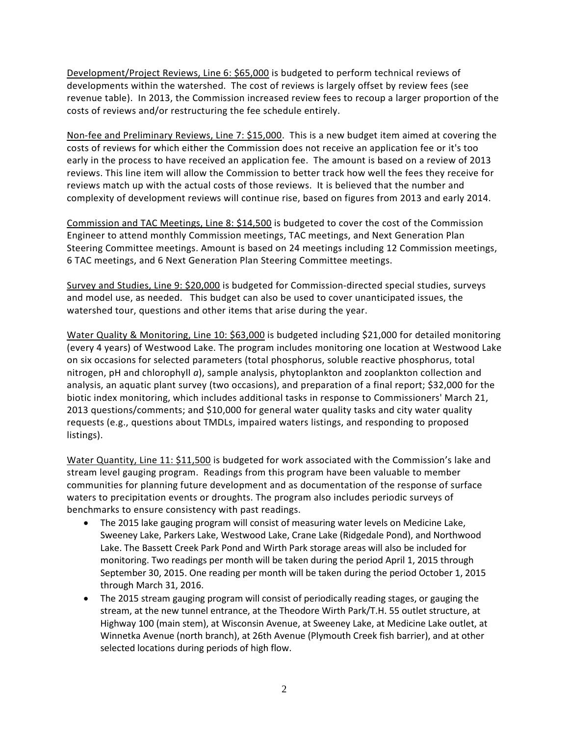<u>Development/Project Reviews, Line 6: $65,000</u> is budgeted to perform technical reviews of developments within the watershed. The cost of reviews is largely offset by review fees (see revenue table). In 2013, the Commission increased review fees to recoup a larger proportion of the costs of reviews and/or restructuring the fee schedule entirely.

<u>Non-fee and Preliminary Reviews, Line 7: $15,000</u>. This is a new budget item aimed at covering the costs of reviews for which either the Commission does not receive an application fee or it's too early in the process to have received an application fee. The amount is based on a review of 2013 reviews. This line item will allow the Commission to better track how well the fees they receive for reviews match up with the actual costs of those reviews. It is believed that the number and complexity of development reviews will continue rise, based on figures from 2013 and early 2014.

<u>Commission and TAC Meetings, Line 8: $14,500</u> is budgeted to cover the cost of the Commission Engineer to attend monthly Commission meetings, TAC meetings, and Next Generation Plan Steering Committee meetings. Amount is based on 24 meetings including 12 Commission meetings, 6 TAC meetings, and 6 Next Generation Plan Steering Committee meetings.

<u>Survey and Studies, Line 9: $20,000</u> is budgeted for Commission-directed special studies, surveys and model use, as needed. This budget can also be used to cover unanticipated issues, the watershed tour, questions and other items that arise during the year.

<u>Water Quality & Monitoring, Line 10: $63,000</u> is budgeted including $21,000 for detailed monitoring (every 4 years) of Westwood Lake. The program includes monitoring one location at Westwood Lake on six occasions for selected parameters (total phosphorus, soluble reactive phosphorus, total nitrogen, pH and chlorophyll *a*), sample analysis, phytoplankton and zooplankton collection and analysis, an aquatic plant survey (two occasions), and preparation of a final report; $32,000 for the biotic index monitoring, which includes additional tasks in response to Commissioners' March 21, 2013 questions/comments; and $10,000 for general water quality tasks and city water quality requests (e.g., questions about TMDLs, impaired waters listings, and responding to proposed listings).

<u>Water Quantity, Line 11: $11,500</u> is budgeted for work associated with the Commission's lake and stream level gauging program. Readings from this program have been valuable to member communities for planning future development and as documentation of the response of surface waters to precipitation events or droughts. The program also includes periodic surveys of benchmarks to ensure consistency with past readings.

- The 2015 lake gauging program will consist of measuring water levels on Medicine Lake, Sweeney Lake, Parkers Lake, Westwood Lake, Crane Lake (Ridgedale Pond), and Northwood Lake. The Bassett Creek Park Pond and Wirth Park storage areas will also be included for monitoring. Two readings per month will be taken during the period April 1, 2015 through September 30, 2015. One reading per month will be taken during the period October 1, 2015 through March 31, 2016.
- The 2015 stream gauging program will consist of periodically reading stages, or gauging the stream, at the new tunnel entrance, at the Theodore Wirth Park/T.H. 55 outlet structure, at Highway 100 (main stem), at Wisconsin Avenue, at Sweeney Lake, at Medicine Lake outlet, at Winnetka Avenue (north branch), at 26th Avenue (Plymouth Creek fish barrier), and at other selected locations during periods of high flow.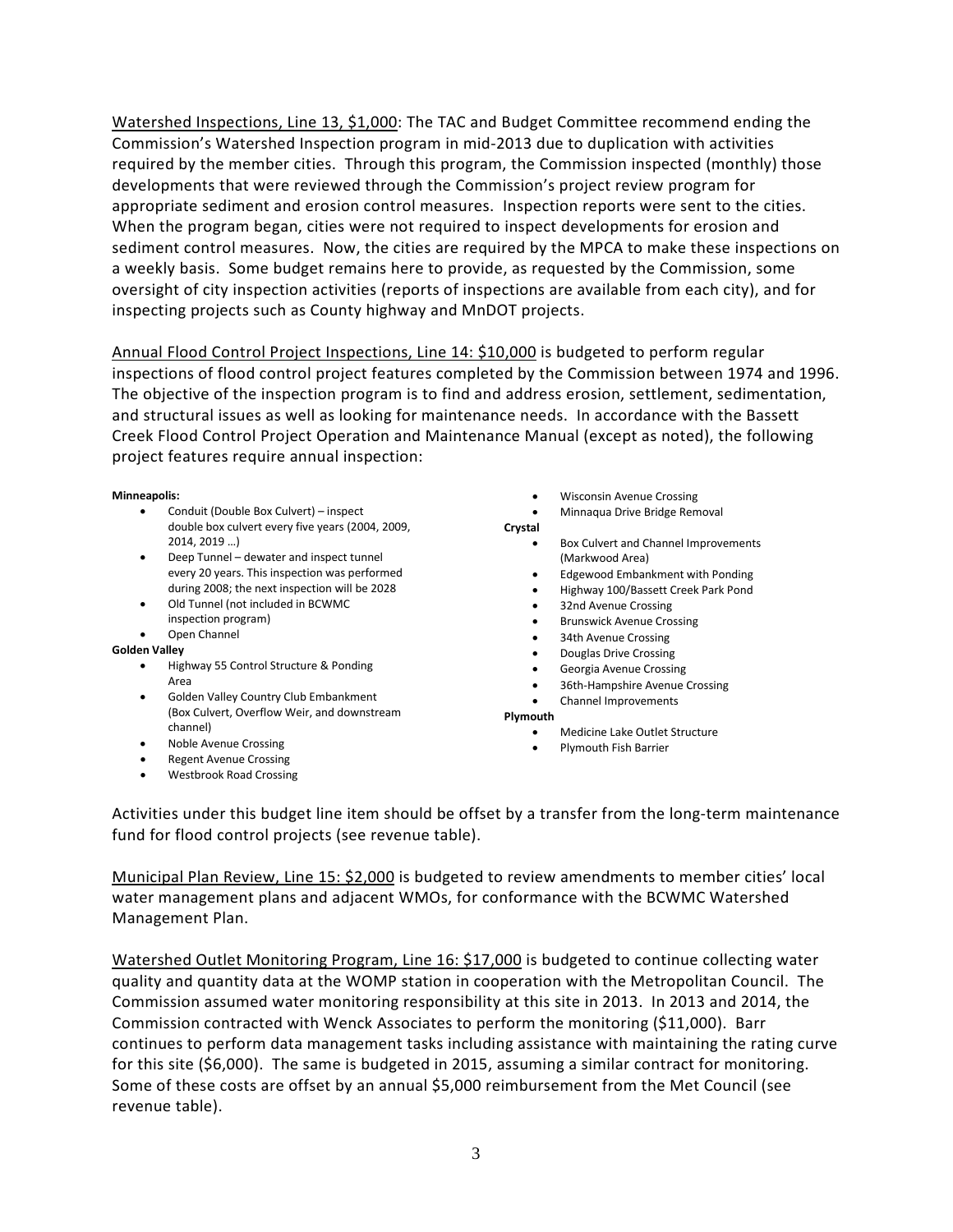Watershed Inspections, Line 13, $1,000: The TAC and Budget Committee recommend ending the Commission's Watershed Inspection program in mid-2013 due to duplication with activities required by the member cities. Through this program, the Commission inspected (monthly) those developments that were reviewed through the Commission's project review program for appropriate sediment and erosion control measures. Inspection reports were sent to the cities. When the program began, cities were not required to inspect developments for erosion and sediment control measures. Now, the cities are required by the MPCA to make these inspections on a weekly basis. Some budget remains here to provide, as requested by the Commission, some oversight of city inspection activities (reports of inspections are available from each city), and for inspecting projects such as County highway and MnDOT projects.

Annual Flood Control Project Inspections, Line 14: $10,000 is budgeted to perform regular inspections of flood control project features completed by the Commission between 1974 and 1996. The objective of the inspection program is to find and address erosion, settlement, sedimentation, and structural issues as well as looking for maintenance needs. In accordance with the Bassett Creek Flood Control Project Operation and Maintenance Manual (except as noted), the following project features require annual inspection:

**Minneapolis:**

- Conduit (Double Box Culvert) – inspect double box culvert every five years (2004, 2009, 2014, 2019 …)
- Deep Tunnel – dewater and inspect tunnel every 20 years. This inspection was performed during 2008; the next inspection will be 2028
- Old Tunnel (not included in BCWMC inspection program)
- Open Channel

**Golden Valley**

- Highway 55 Control Structure & Ponding Area
- Golden Valley Country Club Embankment (Box Culvert, Overflow Weir, and downstream channel)
- Noble Avenue Crossing
- Regent Avenue Crossing
- Westbrook Road Crossing
- Wisconsin Avenue Crossing
- Minnaqua Drive Bridge Removal

**Crystal**

- Box Culvert and Channel Improvements (Markwood Area)
- Edgewood Embankment with Ponding
- Highway 100/Bassett Creek Park Pond
- 32nd Avenue Crossing
- Brunswick Avenue Crossing
- 34th Avenue Crossing
- Douglas Drive Crossing
- Georgia Avenue Crossing
- 36th-Hampshire Avenue Crossing
- Channel Improvements

**Plymouth**

- Medicine Lake Outlet Structure
- Plymouth Fish Barrier

Activities under this budget line item should be offset by a transfer from the long-term maintenance fund for flood control projects (see revenue table).

Municipal Plan Review, Line 15: $2,000 is budgeted to review amendments to member cities' local water management plans and adjacent WMOs, for conformance with the BCWMC Watershed Management Plan.

Watershed Outlet Monitoring Program, Line 16: $17,000 is budgeted to continue collecting water quality and quantity data at the WOMP station in cooperation with the Metropolitan Council. The Commission assumed water monitoring responsibility at this site in 2013. In 2013 and 2014, the Commission contracted with Wenck Associates to perform the monitoring ($11,000). Barr continues to perform data management tasks including assistance with maintaining the rating curve for this site ($6,000). The same is budgeted in 2015, assuming a similar contract for monitoring. Some of these costs are offset by an annual $5,000 reimbursement from the Met Council (see revenue table).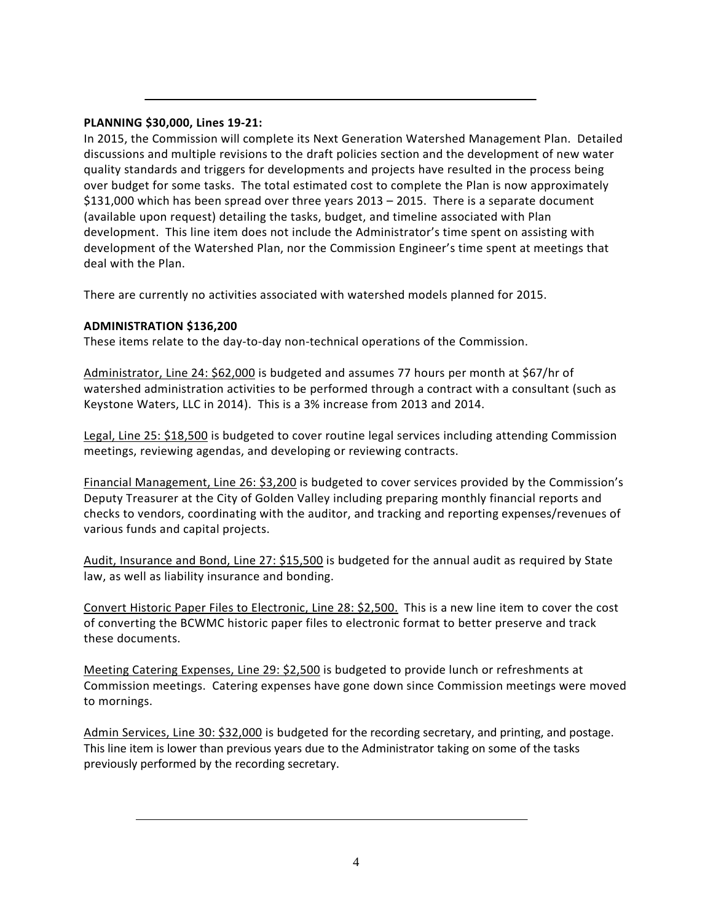**PLANNING $30,000, Lines 19-21:**

In 2015, the Commission will complete its Next Generation Watershed Management Plan. Detailed discussions and multiple revisions to the draft policies section and the development of new water quality standards and triggers for developments and projects have resulted in the process being over budget for some tasks. The total estimated cost to complete the Plan is now approximately $131,000 which has been spread over three years 2013 – 2015. There is a separate document (available upon request) detailing the tasks, budget, and timeline associated with Plan development. This line item does not include the Administrator's time spent on assisting with development of the Watershed Plan, nor the Commission Engineer's time spent at meetings that deal with the Plan.

There are currently no activities associated with watershed models planned for 2015.

**ADMINISTRATION $136,200**

These items relate to the day-to-day non-technical operations of the Commission.

<u>Administrator, Line 24: $62,000</u> is budgeted and assumes 77 hours per month at $67/hr of watershed administration activities to be performed through a contract with a consultant (such as Keystone Waters, LLC in 2014). This is a 3% increase from 2013 and 2014.

<u>Legal, Line 25: $18,500</u> is budgeted to cover routine legal services including attending Commission meetings, reviewing agendas, and developing or reviewing contracts.

<u>Financial Management, Line 26: $3,200</u> is budgeted to cover services provided by the Commission's Deputy Treasurer at the City of Golden Valley including preparing monthly financial reports and checks to vendors, coordinating with the auditor, and tracking and reporting expenses/revenues of various funds and capital projects.

<u>Audit, Insurance and Bond, Line 27: $15,500</u> is budgeted for the annual audit as required by State law, as well as liability insurance and bonding.

<u>Convert Historic Paper Files to Electronic, Line 28: $2,500.</u> This is a new line item to cover the cost of converting the BCWMC historic paper files to electronic format to better preserve and track these documents.

<u>Meeting Catering Expenses, Line 29: $2,500</u> is budgeted to provide lunch or refreshments at Commission meetings. Catering expenses have gone down since Commission meetings were moved to mornings.

<u>Admin Services, Line 30: $32,000</u> is budgeted for the recording secretary, and printing, and postage. This line item is lower than previous years due to the Administrator taking on some of the tasks previously performed by the recording secretary.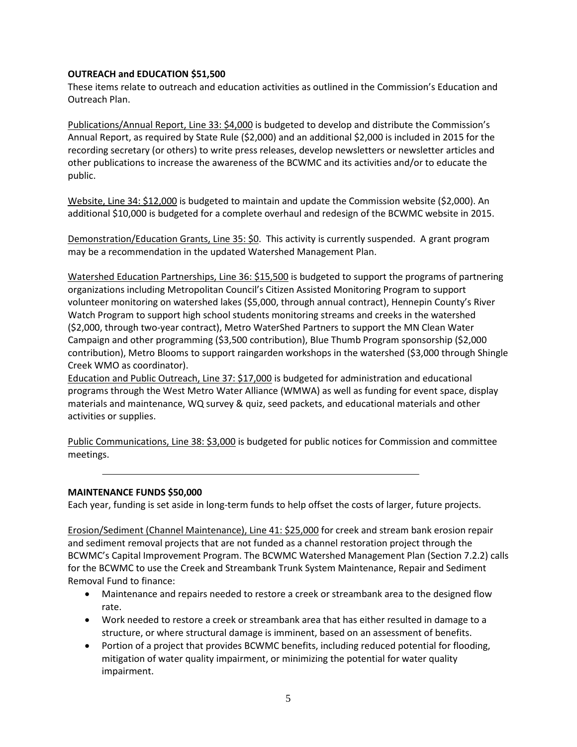**OUTREACH and EDUCATION $51,500**

These items relate to outreach and education activities as outlined in the Commission's Education and Outreach Plan.

<u>Publications/Annual Report, Line 33: $4,000</u> is budgeted to develop and distribute the Commission's Annual Report, as required by State Rule ($2,000) and an additional $2,000 is included in 2015 for the recording secretary (or others) to write press releases, develop newsletters or newsletter articles and other publications to increase the awareness of the BCWMC and its activities and/or to educate the public.

<u>Website, Line 34: $12,000</u> is budgeted to maintain and update the Commission website ($2,000). An additional $10,000 is budgeted for a complete overhaul and redesign of the BCWMC website in 2015.

<u>Demonstration/Education Grants, Line 35: $0</u>. This activity is currently suspended. A grant program may be a recommendation in the updated Watershed Management Plan.

<u>Watershed Education Partnerships, Line 36: $15,500</u> is budgeted to support the programs of partnering organizations including Metropolitan Council's Citizen Assisted Monitoring Program to support volunteer monitoring on watershed lakes ($5,000, through annual contract), Hennepin County's River Watch Program to support high school students monitoring streams and creeks in the watershed ($2,000, through two-year contract), Metro WaterShed Partners to support the MN Clean Water Campaign and other programming ($3,500 contribution), Blue Thumb Program sponsorship ($2,000 contribution), Metro Blooms to support raingarden workshops in the watershed ($3,000 through Shingle Creek WMO as coordinator).

<u>Education and Public Outreach, Line 37: $17,000</u> is budgeted for administration and educational programs through the West Metro Water Alliance (WMWA) as well as funding for event space, display materials and maintenance, WQ survey & quiz, seed packets, and educational materials and other activities or supplies.

<u>Public Communications, Line 38: $3,000</u> is budgeted for public notices for Commission and committee meetings.

---

**MAINTENANCE FUNDS $50,000**

Each year, funding is set aside in long-term funds to help offset the costs of larger, future projects.

<u>Erosion/Sediment (Channel Maintenance), Line 41: $25,000</u> for creek and stream bank erosion repair and sediment removal projects that are not funded as a channel restoration project through the BCWMC's Capital Improvement Program. The BCWMC Watershed Management Plan (Section 7.2.2) calls for the BCWMC to use the Creek and Streambank Trunk System Maintenance, Repair and Sediment Removal Fund to finance:

- Maintenance and repairs needed to restore a creek or streambank area to the designed flow rate.
- Work needed to restore a creek or streambank area that has either resulted in damage to a structure, or where structural damage is imminent, based on an assessment of benefits.
- Portion of a project that provides BCWMC benefits, including reduced potential for flooding, mitigation of water quality impairment, or minimizing the potential for water quality impairment.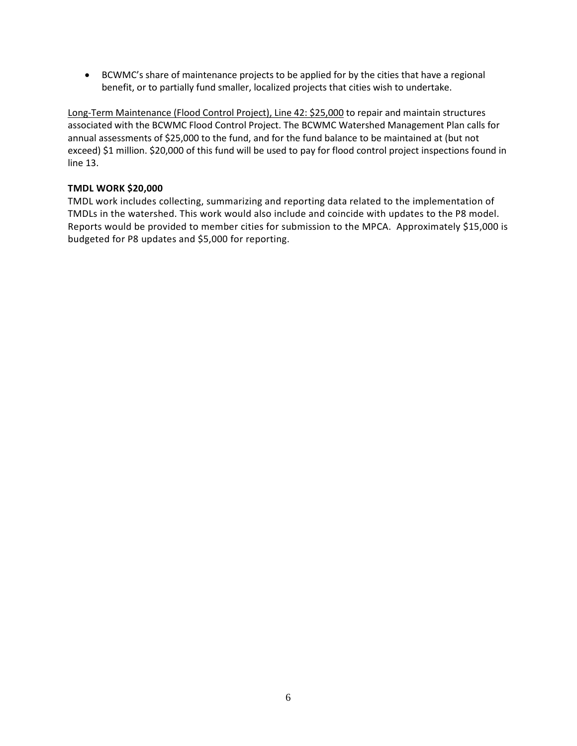- BCWMC's share of maintenance projects to be applied for by the cities that have a regional benefit, or to partially fund smaller, localized projects that cities wish to undertake.

Long-Term Maintenance (Flood Control Project), Line 42: $25,000 to repair and maintain structures associated with the BCWMC Flood Control Project. The BCWMC Watershed Management Plan calls for annual assessments of $25,000 to the fund, and for the fund balance to be maintained at (but not exceed) $1 million. $20,000 of this fund will be used to pay for flood control project inspections found in line 13.

**TMDL WORK $20,000**

TMDL work includes collecting, summarizing and reporting data related to the implementation of TMDLs in the watershed. This work would also include and coincide with updates to the P8 model. Reports would be provided to member cities for submission to the MPCA. Approximately $15,000 is budgeted for P8 updates and $5,000 for reporting.